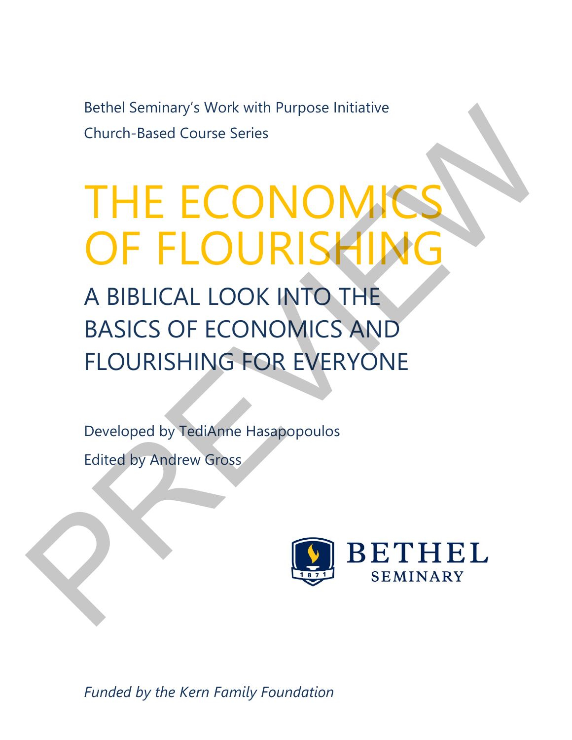Bethel Seminary's Work with Purpose Initiative

Church-Based Course Series

# THE ECONOMICS OF FLOURISHING

## A BIBLICAL LOOK INTO THE BASICS OF ECONOMICS AND FLOURISHING FOR EVERYONE

Developed by TediAnne Hasapopoulos

Edited by Andrew Gross

BETHEL SEMINARY

*Funded by the Kern Family Foundation*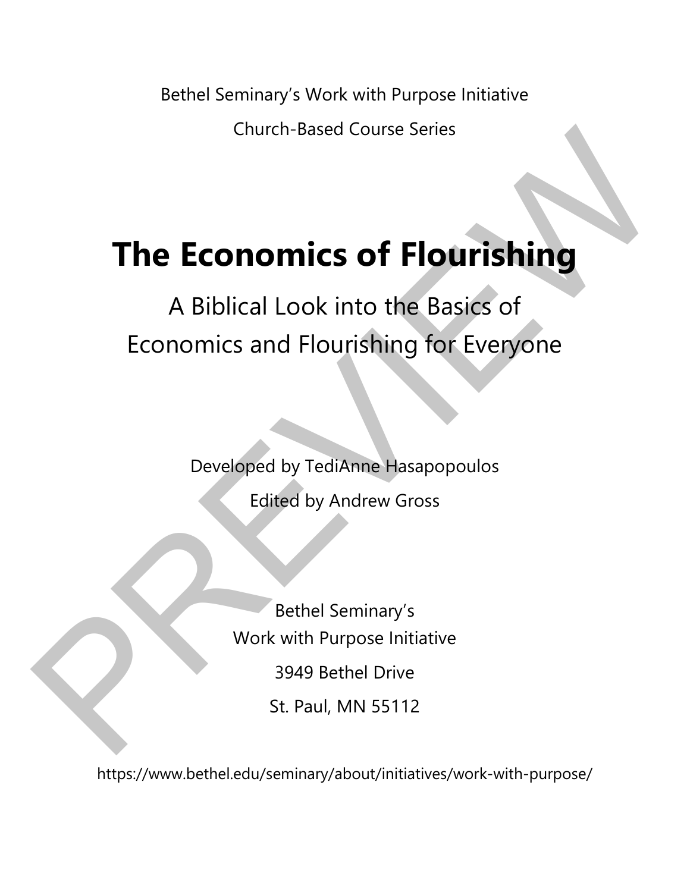Bethel Seminary's Work with Purpose Initiative

Church-Based Course Series

# The Economics of Flourishing

## A Biblical Look into the Basics of Economics and Flourishing for Everyone

Developed by TediAnne Hasapopoulos

Edited by Andrew Gross

Bethel Seminary's
Work with Purpose Initiative

3949 Bethel Drive

St. Paul, MN 55112

https://www.bethel.edu/seminary/about/initiatives/work-with-purpose/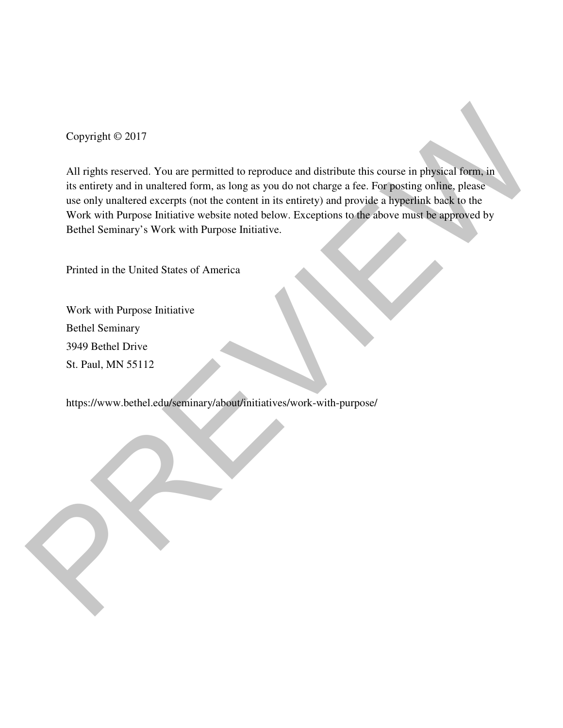Copyright © 2017

All rights reserved. You are permitted to reproduce and distribute this course in physical form, in its entirety and in unaltered form, as long as you do not charge a fee. For posting online, please use only unaltered excerpts (not the content in its entirety) and provide a hyperlink back to the Work with Purpose Initiative website noted below. Exceptions to the above must be approved by Bethel Seminary's Work with Purpose Initiative.

Printed in the United States of America

Work with Purpose Initiative
Bethel Seminary
3949 Bethel Drive
St. Paul, MN 55112

https://www.bethel.edu/seminary/about/initiatives/work-with-purpose/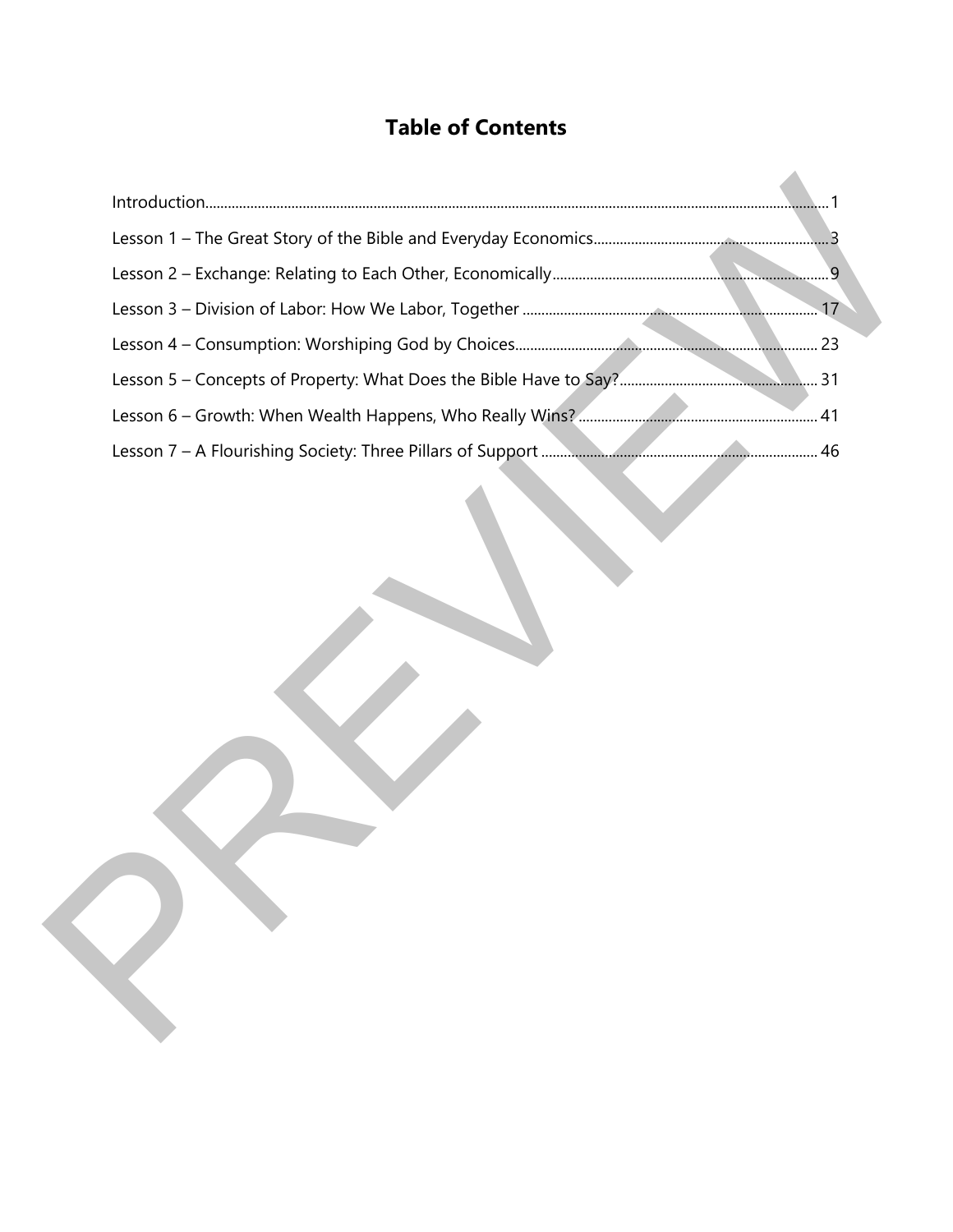# Table of Contents

Introduction ... 1

Lesson 1 – The Great Story of the Bible and Everyday Economics ... 3

Lesson 2 – Exchange: Relating to Each Other, Economically ... 9

Lesson 3 – Division of Labor: How We Labor, Together ... 17

Lesson 4 – Consumption: Worshiping God by Choices ... 23

Lesson 5 – Concepts of Property: What Does the Bible Have to Say? ... 31

Lesson 6 – Growth: When Wealth Happens, Who Really Wins? ... 41

Lesson 7 – A Flourishing Society: Three Pillars of Support ... 46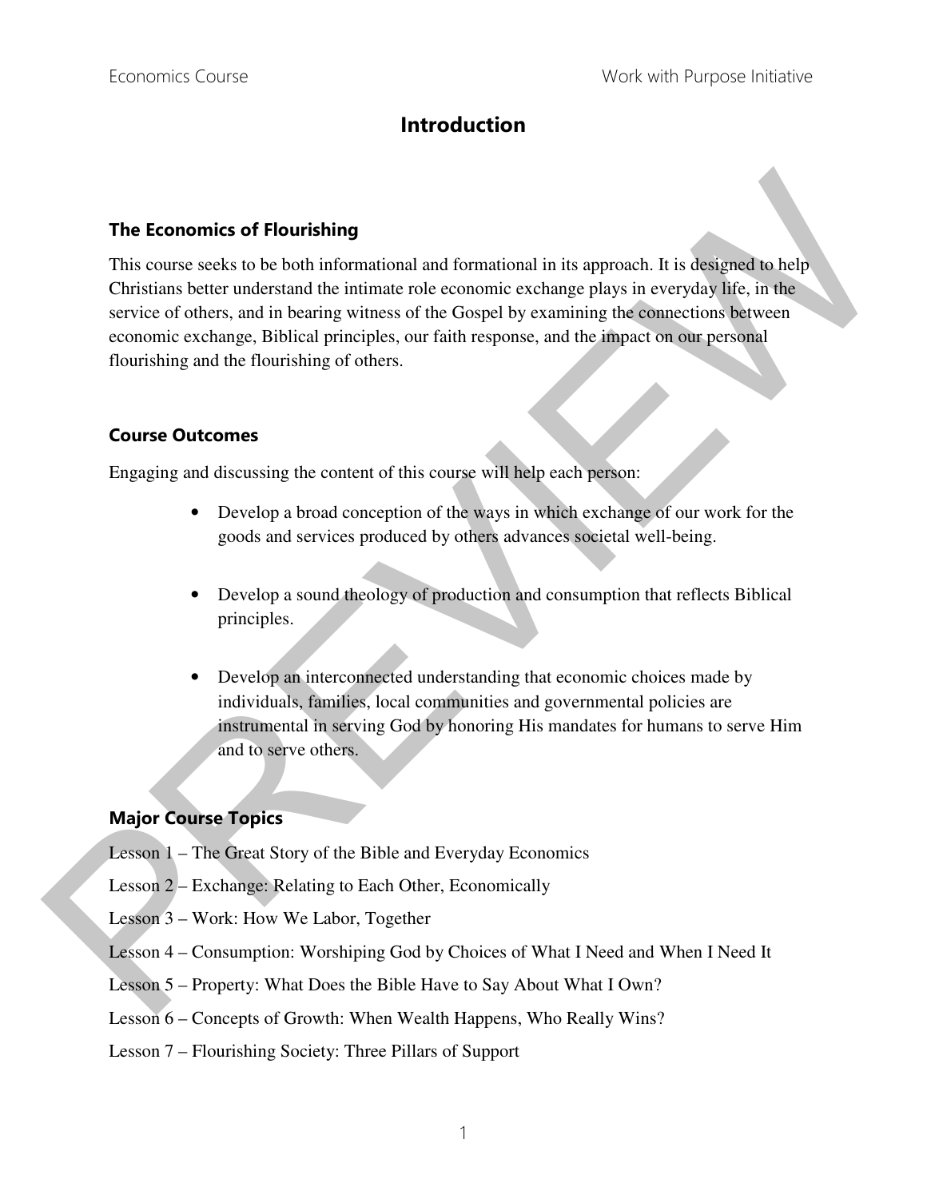# Introduction

## The Economics of Flourishing

This course seeks to be both informational and formational in its approach. It is designed to help Christians better understand the intimate role economic exchange plays in everyday life, in the service of others, and in bearing witness of the Gospel by examining the connections between economic exchange, Biblical principles, our faith response, and the impact on our personal flourishing and the flourishing of others.

## Course Outcomes

Engaging and discussing the content of this course will help each person:

- Develop a broad conception of the ways in which exchange of our work for the goods and services produced by others advances societal well-being.
- Develop a sound theology of production and consumption that reflects Biblical principles.
- Develop an interconnected understanding that economic choices made by individuals, families, local communities and governmental policies are instrumental in serving God by honoring His mandates for humans to serve Him and to serve others.

## Major Course Topics

Lesson 1 – The Great Story of the Bible and Everyday Economics

Lesson 2 – Exchange: Relating to Each Other, Economically

Lesson 3 – Work: How We Labor, Together

Lesson 4 – Consumption: Worshiping God by Choices of What I Need and When I Need It

Lesson 5 – Property: What Does the Bible Have to Say About What I Own?

Lesson 6 – Concepts of Growth: When Wealth Happens, Who Really Wins?

Lesson 7 – Flourishing Society: Three Pillars of Support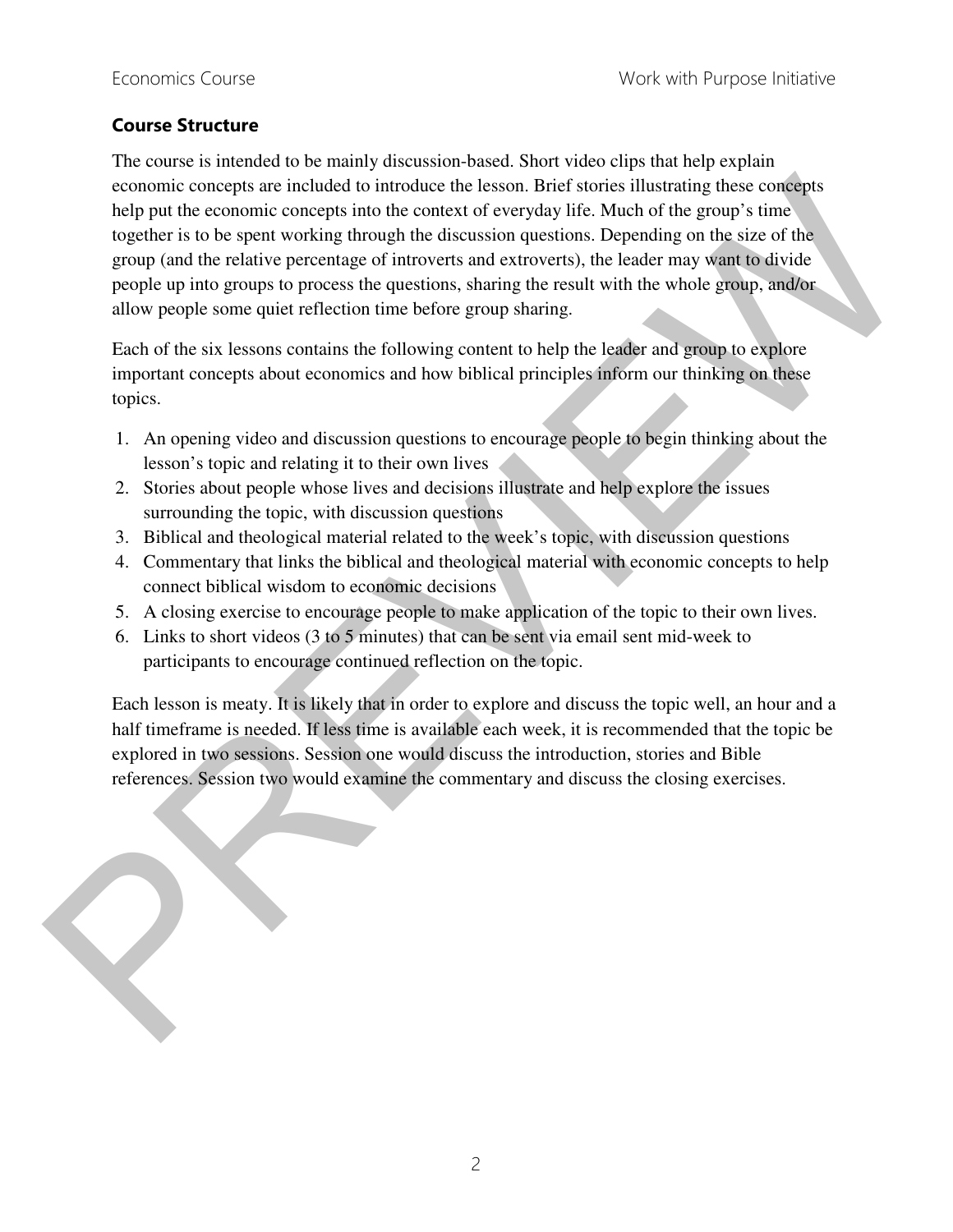## Course Structure

The course is intended to be mainly discussion-based. Short video clips that help explain economic concepts are included to introduce the lesson. Brief stories illustrating these concepts help put the economic concepts into the context of everyday life. Much of the group's time together is to be spent working through the discussion questions. Depending on the size of the group (and the relative percentage of introverts and extroverts), the leader may want to divide people up into groups to process the questions, sharing the result with the whole group, and/or allow people some quiet reflection time before group sharing.

Each of the six lessons contains the following content to help the leader and group to explore important concepts about economics and how biblical principles inform our thinking on these topics.

1. An opening video and discussion questions to encourage people to begin thinking about the lesson's topic and relating it to their own lives
2. Stories about people whose lives and decisions illustrate and help explore the issues surrounding the topic, with discussion questions
3. Biblical and theological material related to the week's topic, with discussion questions
4. Commentary that links the biblical and theological material with economic concepts to help connect biblical wisdom to economic decisions
5. A closing exercise to encourage people to make application of the topic to their own lives.
6. Links to short videos (3 to 5 minutes) that can be sent via email sent mid-week to participants to encourage continued reflection on the topic.

Each lesson is meaty. It is likely that in order to explore and discuss the topic well, an hour and a half timeframe is needed. If less time is available each week, it is recommended that the topic be explored in two sessions. Session one would discuss the introduction, stories and Bible references. Session two would examine the commentary and discuss the closing exercises.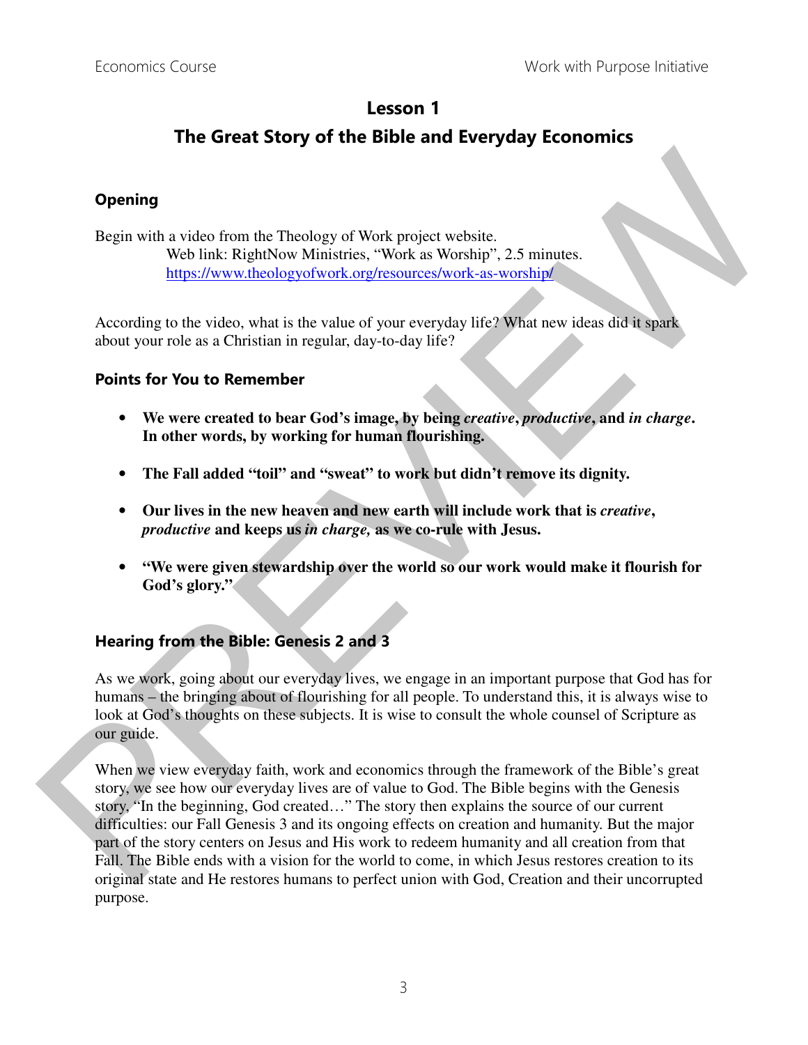# Lesson 1

## The Great Story of the Bible and Everyday Economics

### Opening

Begin with a video from the Theology of Work project website.
Web link: RightNow Ministries, "Work as Worship", 2.5 minutes.
https://www.theologyofwork.org/resources/work-as-worship/

According to the video, what is the value of your everyday life? What new ideas did it spark about your role as a Christian in regular, day-to-day life?

### Points for You to Remember

- **We were created to bear God's image, by being *creative*, *productive*, and *in charge*. In other words, by working for human flourishing.**
- **The Fall added "toil" and "sweat" to work but didn't remove its dignity.**
- **Our lives in the new heaven and new earth will include work that is *creative*, *productive* and keeps us *in charge,* as we co-rule with Jesus.**
- **"We were given stewardship over the world so our work would make it flourish for God's glory."**

### Hearing from the Bible: Genesis 2 and 3

As we work, going about our everyday lives, we engage in an important purpose that God has for humans – the bringing about of flourishing for all people. To understand this, it is always wise to look at God's thoughts on these subjects. It is wise to consult the whole counsel of Scripture as our guide.

When we view everyday faith, work and economics through the framework of the Bible's great story, we see how our everyday lives are of value to God. The Bible begins with the Genesis story, "In the beginning, God created…" The story then explains the source of our current difficulties: our Fall Genesis 3 and its ongoing effects on creation and humanity. But the major part of the story centers on Jesus and His work to redeem humanity and all creation from that Fall. The Bible ends with a vision for the world to come, in which Jesus restores creation to its original state and He restores humans to perfect union with God, Creation and their uncorrupted purpose.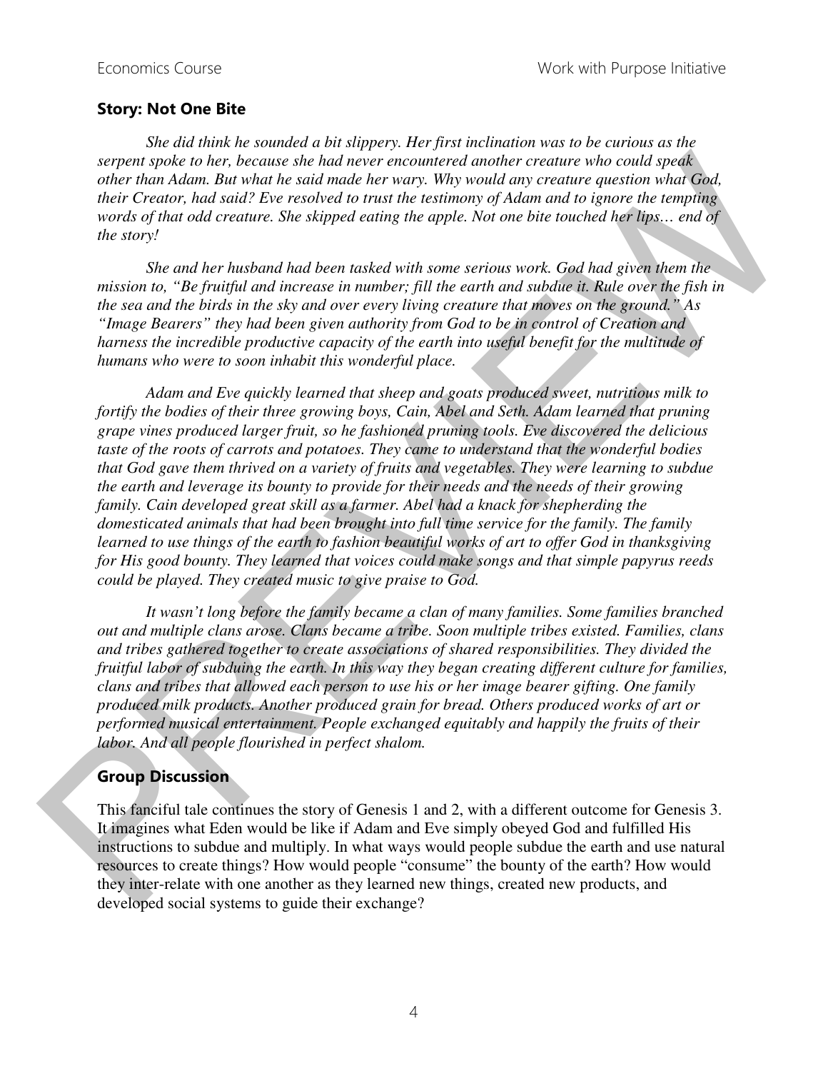## Story: Not One Bite

*She did think he sounded a bit slippery. Her first inclination was to be curious as the serpent spoke to her, because she had never encountered another creature who could speak other than Adam. But what he said made her wary. Why would any creature question what God, their Creator, had said? Eve resolved to trust the testimony of Adam and to ignore the tempting words of that odd creature. She skipped eating the apple. Not one bite touched her lips… end of the story!*

*She and her husband had been tasked with some serious work. God had given them the mission to, "Be fruitful and increase in number; fill the earth and subdue it. Rule over the fish in the sea and the birds in the sky and over every living creature that moves on the ground." As "Image Bearers" they had been given authority from God to be in control of Creation and harness the incredible productive capacity of the earth into useful benefit for the multitude of humans who were to soon inhabit this wonderful place.*

*Adam and Eve quickly learned that sheep and goats produced sweet, nutritious milk to fortify the bodies of their three growing boys, Cain, Abel and Seth. Adam learned that pruning grape vines produced larger fruit, so he fashioned pruning tools. Eve discovered the delicious taste of the roots of carrots and potatoes. They came to understand that the wonderful bodies that God gave them thrived on a variety of fruits and vegetables. They were learning to subdue the earth and leverage its bounty to provide for their needs and the needs of their growing family. Cain developed great skill as a farmer. Abel had a knack for shepherding the domesticated animals that had been brought into full time service for the family. The family learned to use things of the earth to fashion beautiful works of art to offer God in thanksgiving for His good bounty. They learned that voices could make songs and that simple papyrus reeds could be played. They created music to give praise to God.*

*It wasn't long before the family became a clan of many families. Some families branched out and multiple clans arose. Clans became a tribe. Soon multiple tribes existed. Families, clans and tribes gathered together to create associations of shared responsibilities. They divided the fruitful labor of subduing the earth. In this way they began creating different culture for families, clans and tribes that allowed each person to use his or her image bearer gifting. One family produced milk products. Another produced grain for bread. Others produced works of art or performed musical entertainment. People exchanged equitably and happily the fruits of their labor. And all people flourished in perfect shalom.*

## Group Discussion

This fanciful tale continues the story of Genesis 1 and 2, with a different outcome for Genesis 3. It imagines what Eden would be like if Adam and Eve simply obeyed God and fulfilled His instructions to subdue and multiply. In what ways would people subdue the earth and use natural resources to create things? How would people "consume" the bounty of the earth? How would they inter-relate with one another as they learned new things, created new products, and developed social systems to guide their exchange?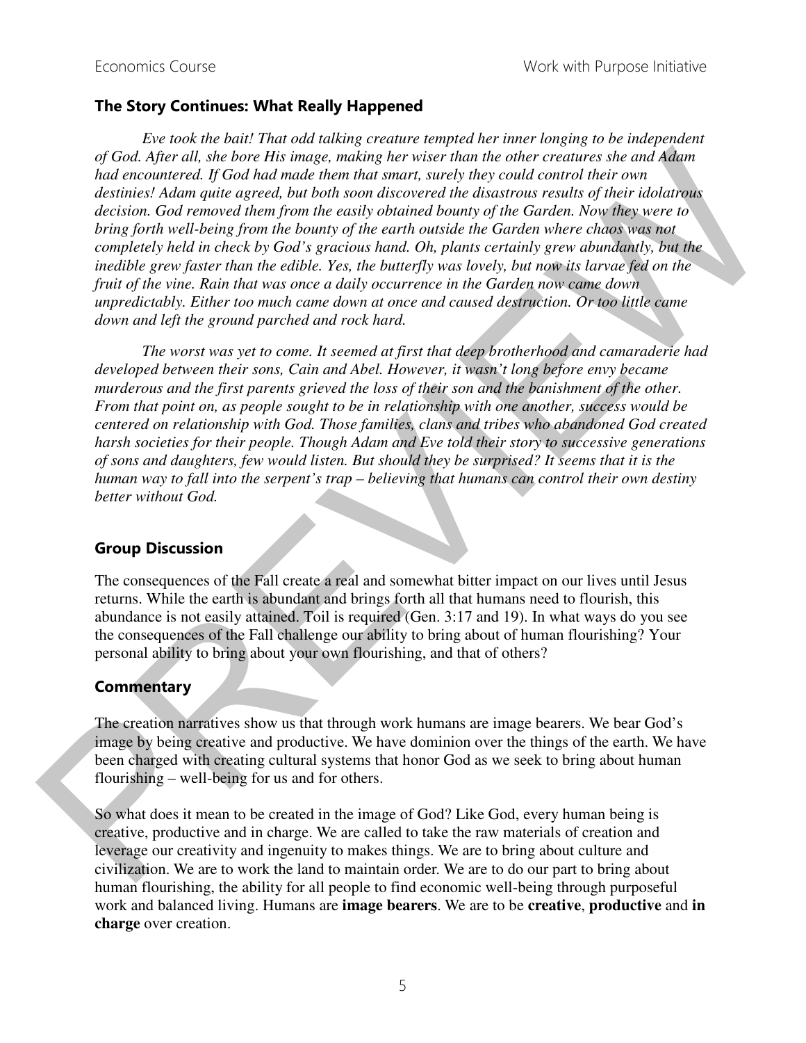## The Story Continues: What Really Happened

*Eve took the bait! That odd talking creature tempted her inner longing to be independent of God. After all, she bore His image, making her wiser than the other creatures she and Adam had encountered. If God had made them that smart, surely they could control their own destinies! Adam quite agreed, but both soon discovered the disastrous results of their idolatrous decision. God removed them from the easily obtained bounty of the Garden. Now they were to bring forth well-being from the bounty of the earth outside the Garden where chaos was not completely held in check by God's gracious hand. Oh, plants certainly grew abundantly, but the inedible grew faster than the edible. Yes, the butterfly was lovely, but now its larvae fed on the fruit of the vine. Rain that was once a daily occurrence in the Garden now came down unpredictably. Either too much came down at once and caused destruction. Or too little came down and left the ground parched and rock hard.*

*The worst was yet to come. It seemed at first that deep brotherhood and camaraderie had developed between their sons, Cain and Abel. However, it wasn't long before envy became murderous and the first parents grieved the loss of their son and the banishment of the other. From that point on, as people sought to be in relationship with one another, success would be centered on relationship with God. Those families, clans and tribes who abandoned God created harsh societies for their people. Though Adam and Eve told their story to successive generations of sons and daughters, few would listen. But should they be surprised? It seems that it is the human way to fall into the serpent's trap – believing that humans can control their own destiny better without God.*

## Group Discussion

The consequences of the Fall create a real and somewhat bitter impact on our lives until Jesus returns. While the earth is abundant and brings forth all that humans need to flourish, this abundance is not easily attained. Toil is required (Gen. 3:17 and 19). In what ways do you see the consequences of the Fall challenge our ability to bring about of human flourishing? Your personal ability to bring about your own flourishing, and that of others?

## Commentary

The creation narratives show us that through work humans are image bearers. We bear God's image by being creative and productive. We have dominion over the things of the earth. We have been charged with creating cultural systems that honor God as we seek to bring about human flourishing – well-being for us and for others.

So what does it mean to be created in the image of God? Like God, every human being is creative, productive and in charge. We are called to take the raw materials of creation and leverage our creativity and ingenuity to makes things. We are to bring about culture and civilization. We are to work the land to maintain order. We are to do our part to bring about human flourishing, the ability for all people to find economic well-being through purposeful work and balanced living. Humans are **image bearers**. We are to be **creative**, **productive** and **in charge** over creation.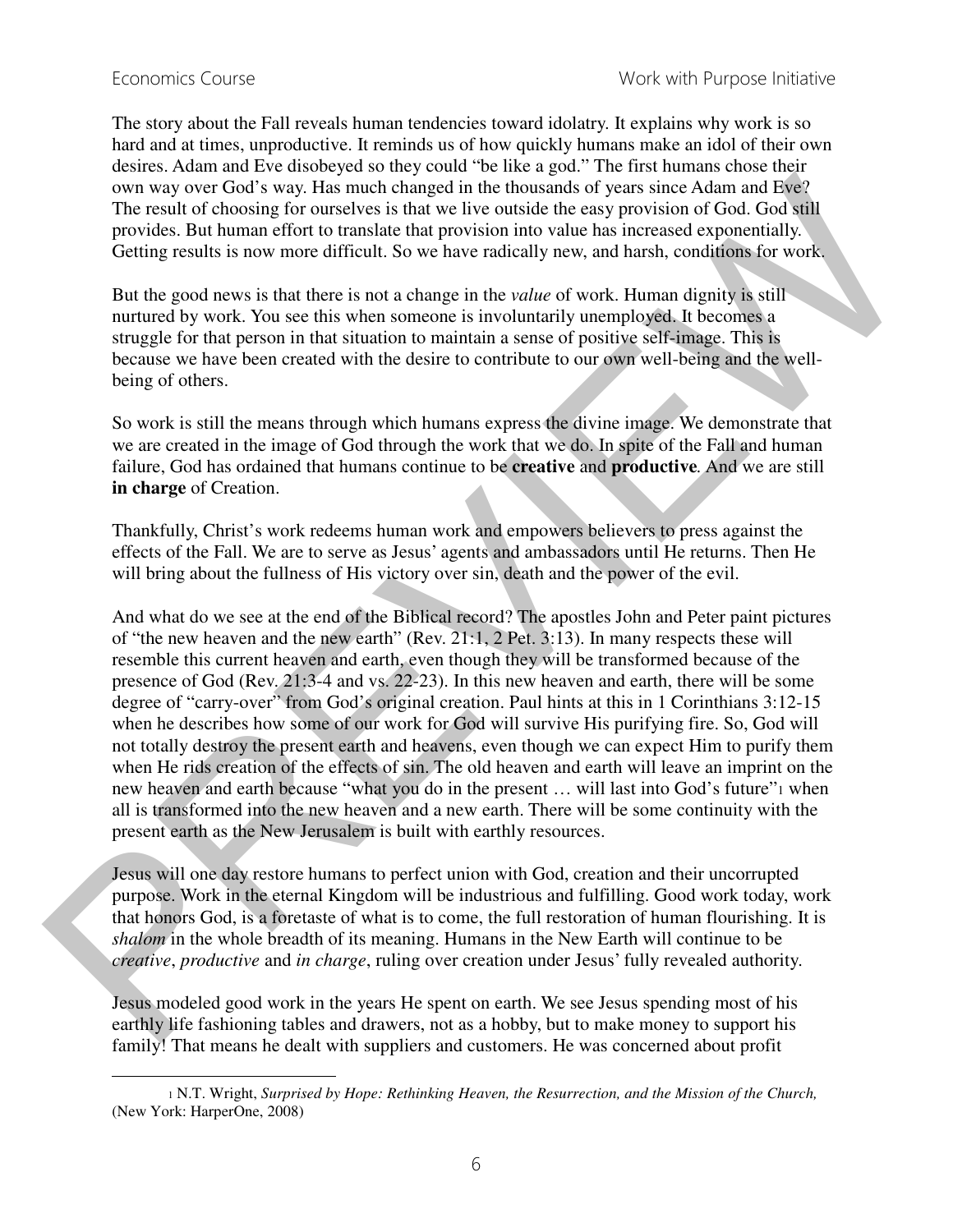The story about the Fall reveals human tendencies toward idolatry. It explains why work is so hard and at times, unproductive. It reminds us of how quickly humans make an idol of their own desires. Adam and Eve disobeyed so they could "be like a god." The first humans chose their own way over God's way. Has much changed in the thousands of years since Adam and Eve? The result of choosing for ourselves is that we live outside the easy provision of God. God still provides. But human effort to translate that provision into value has increased exponentially. Getting results is now more difficult. So we have radically new, and harsh, conditions for work.

But the good news is that there is not a change in the *value* of work. Human dignity is still nurtured by work. You see this when someone is involuntarily unemployed. It becomes a struggle for that person in that situation to maintain a sense of positive self-image. This is because we have been created with the desire to contribute to our own well-being and the well-being of others.

So work is still the means through which humans express the divine image. We demonstrate that we are created in the image of God through the work that we do. In spite of the Fall and human failure, God has ordained that humans continue to be **creative** and **productive**. And we are still **in charge** of Creation.

Thankfully, Christ's work redeems human work and empowers believers to press against the effects of the Fall. We are to serve as Jesus' agents and ambassadors until He returns. Then He will bring about the fullness of His victory over sin, death and the power of the evil.

And what do we see at the end of the Biblical record? The apostles John and Peter paint pictures of "the new heaven and the new earth" (Rev. 21:1, 2 Pet. 3:13). In many respects these will resemble this current heaven and earth, even though they will be transformed because of the presence of God (Rev. 21:3-4 and vs. 22-23). In this new heaven and earth, there will be some degree of "carry-over" from God's original creation. Paul hints at this in 1 Corinthians 3:12-15 when he describes how some of our work for God will survive His purifying fire. So, God will not totally destroy the present earth and heavens, even though we can expect Him to purify them when He rids creation of the effects of sin. The old heaven and earth will leave an imprint on the new heaven and earth because "what you do in the present … will last into God's future"[1] when all is transformed into the new heaven and a new earth. There will be some continuity with the present earth as the New Jerusalem is built with earthly resources.

Jesus will one day restore humans to perfect union with God, creation and their uncorrupted purpose. Work in the eternal Kingdom will be industrious and fulfilling. Good work today, work that honors God, is a foretaste of what is to come, the full restoration of human flourishing. It is *shalom* in the whole breadth of its meaning. Humans in the New Earth will continue to be *creative*, *productive* and *in charge*, ruling over creation under Jesus' fully revealed authority.

Jesus modeled good work in the years He spent on earth. We see Jesus spending most of his earthly life fashioning tables and drawers, not as a hobby, but to make money to support his family! That means he dealt with suppliers and customers. He was concerned about profit

---

[1] N.T. Wright, *Surprised by Hope: Rethinking Heaven, the Resurrection, and the Mission of the Church,* (New York: HarperOne, 2008)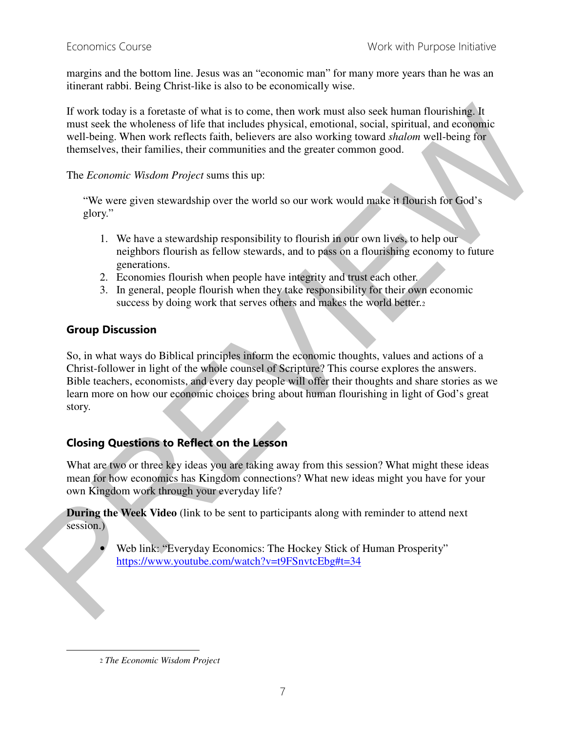margins and the bottom line. Jesus was an "economic man" for many more years than he was an itinerant rabbi. Being Christ-like is also to be economically wise.

If work today is a foretaste of what is to come, then work must also seek human flourishing. It must seek the wholeness of life that includes physical, emotional, social, spiritual, and economic well-being. When work reflects faith, believers are also working toward *shalom* well-being for themselves, their families, their communities and the greater common good.

The *Economic Wisdom Project* sums this up:

> "We were given stewardship over the world so our work would make it flourish for God's glory."
>
> 1. We have a stewardship responsibility to flourish in our own lives, to help our neighbors flourish as fellow stewards, and to pass on a flourishing economy to future generations.
> 2. Economies flourish when people have integrity and trust each other.
> 3. In general, people flourish when they take responsibility for their own economic success by doing work that serves others and makes the world better.[2]

## Group Discussion

So, in what ways do Biblical principles inform the economic thoughts, values and actions of a Christ-follower in light of the whole counsel of Scripture? This course explores the answers. Bible teachers, economists, and every day people will offer their thoughts and share stories as we learn more on how our economic choices bring about human flourishing in light of God's great story.

## Closing Questions to Reflect on the Lesson

What are two or three key ideas you are taking away from this session? What might these ideas mean for how economics has Kingdom connections? What new ideas might you have for your own Kingdom work through your everyday life?

**During the Week Video** (link to be sent to participants along with reminder to attend next session.)

- Web link: "Everyday Economics: The Hockey Stick of Human Prosperity" https://www.youtube.com/watch?v=t9FSnvtcEbg#t=34

---

[2] *The Economic Wisdom Project*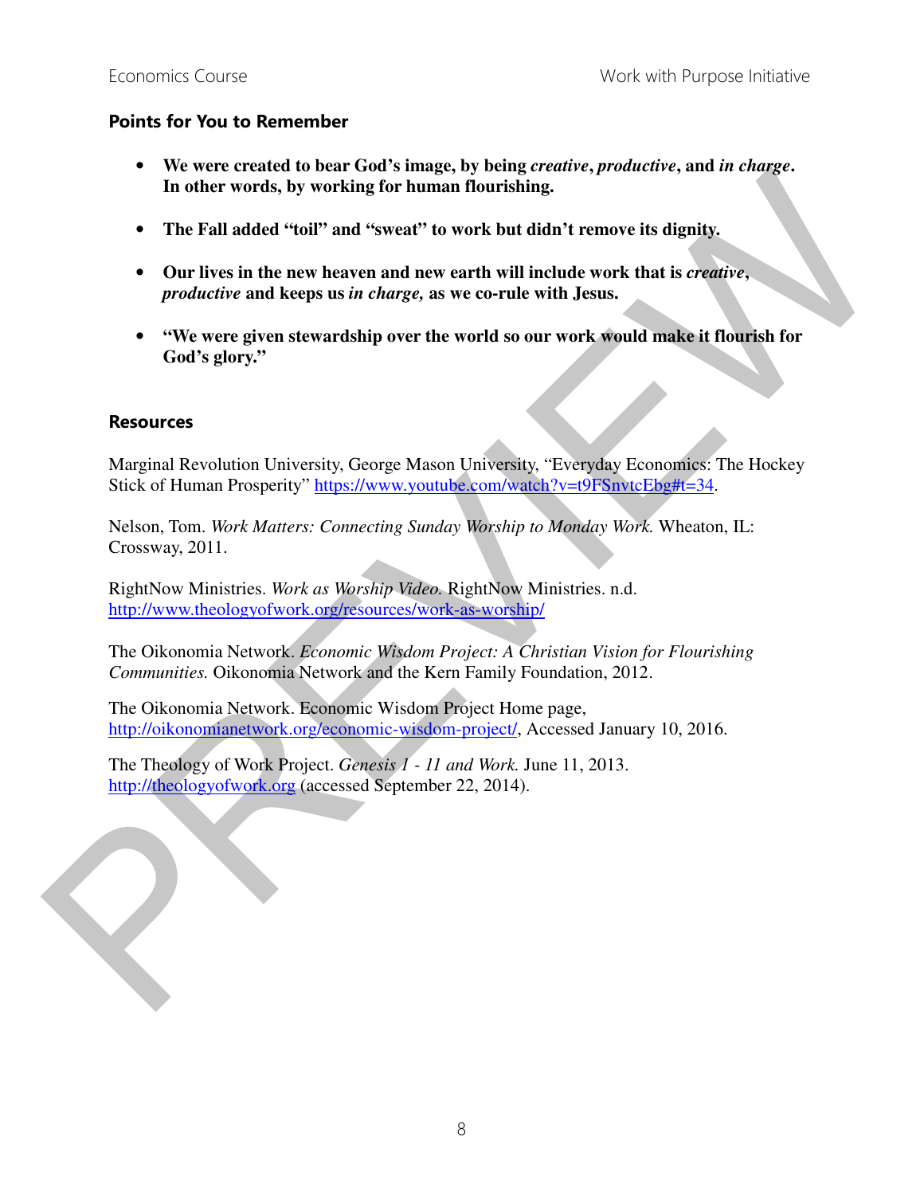## Points for You to Remember

- **We were created to bear God's image, by being *creative*, *productive*, and *in charge*. In other words, by working for human flourishing.**

- **The Fall added "toil" and "sweat" to work but didn't remove its dignity.**

- **Our lives in the new heaven and new earth will include work that is *creative*, *productive* and keeps us *in charge,* as we co-rule with Jesus.**

- **"We were given stewardship over the world so our work would make it flourish for God's glory."**

## Resources

Marginal Revolution University, George Mason University, "Everyday Economics: The Hockey Stick of Human Prosperity" https://www.youtube.com/watch?v=t9FSnvtcEbg#t=34.

Nelson, Tom. *Work Matters: Connecting Sunday Worship to Monday Work.* Wheaton, IL: Crossway, 2011.

RightNow Ministries. *Work as Worship Video.* RightNow Ministries. n.d. http://www.theologyofwork.org/resources/work-as-worship/

The Oikonomia Network. *Economic Wisdom Project: A Christian Vision for Flourishing Communities.* Oikonomia Network and the Kern Family Foundation, 2012.

The Oikonomia Network. Economic Wisdom Project Home page, http://oikonomianetwork.org/economic-wisdom-project/, Accessed January 10, 2016.

The Theology of Work Project. *Genesis 1 - 11 and Work.* June 11, 2013. http://theologyofwork.org (accessed September 22, 2014).